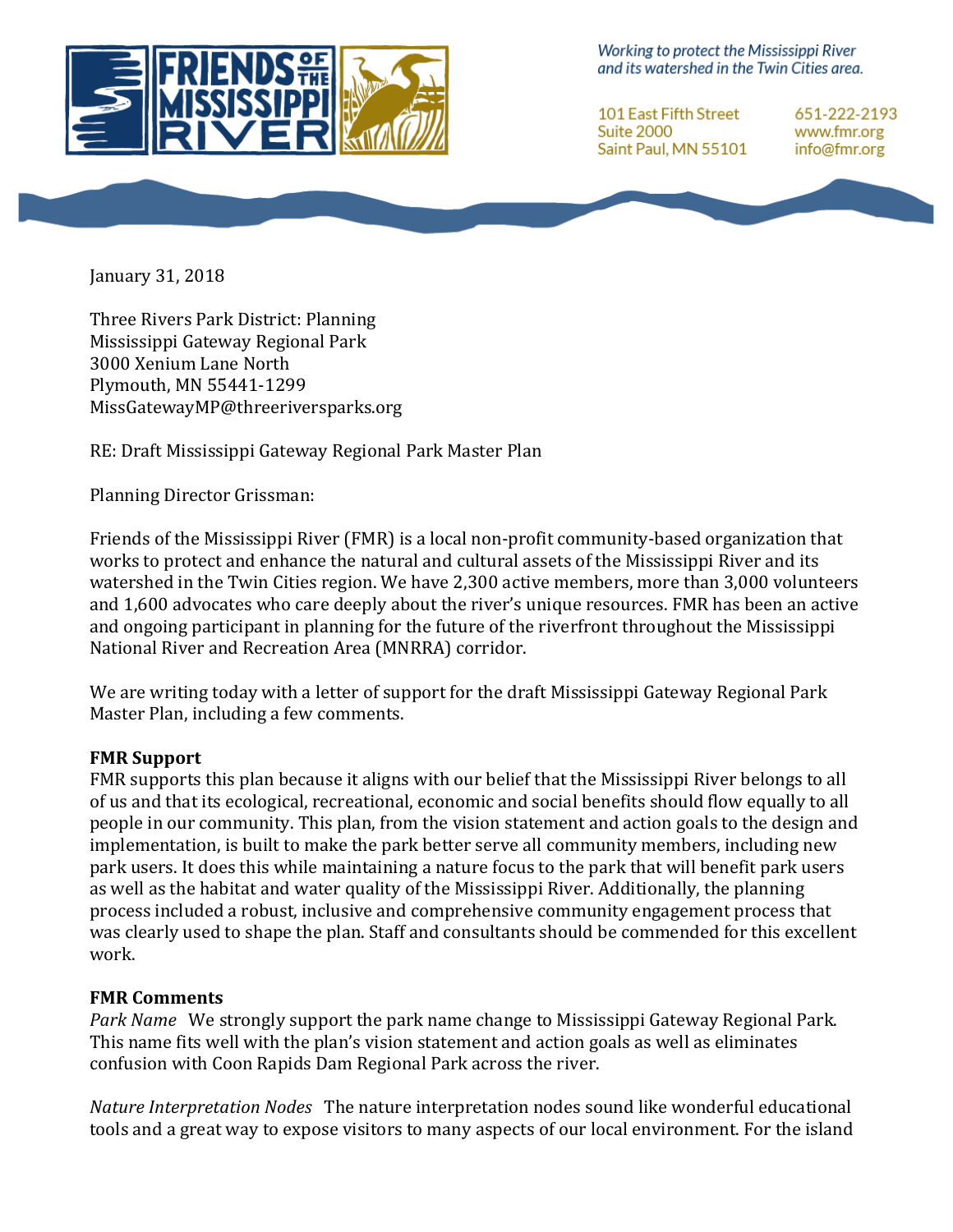Working to protect the Mississippi River and its watershed in the Twin Cities area.

101 East Fifth Street
Suite 2000
Saint Paul, MN 55101

651-222-2193
www.fmr.org
info@fmr.org

January 31, 2018

Three Rivers Park District: Planning
Mississippi Gateway Regional Park
3000 Xenium Lane North
Plymouth, MN 55441-1299
MissGatewayMP@threeriversparks.org

RE: Draft Mississippi Gateway Regional Park Master Plan

Planning Director Grissman:

Friends of the Mississippi River (FMR) is a local non-profit community-based organization that works to protect and enhance the natural and cultural assets of the Mississippi River and its watershed in the Twin Cities region. We have 2,300 active members, more than 3,000 volunteers and 1,600 advocates who care deeply about the river's unique resources. FMR has been an active and ongoing participant in planning for the future of the riverfront throughout the Mississippi National River and Recreation Area (MNRRA) corridor.

We are writing today with a letter of support for the draft Mississippi Gateway Regional Park Master Plan, including a few comments.

**FMR Support**
FMR supports this plan because it aligns with our belief that the Mississippi River belongs to all of us and that its ecological, recreational, economic and social benefits should flow equally to all people in our community. This plan, from the vision statement and action goals to the design and implementation, is built to make the park better serve all community members, including new park users. It does this while maintaining a nature focus to the park that will benefit park users as well as the habitat and water quality of the Mississippi River. Additionally, the planning process included a robust, inclusive and comprehensive community engagement process that was clearly used to shape the plan. Staff and consultants should be commended for this excellent work.

**FMR Comments**
*Park Name* We strongly support the park name change to Mississippi Gateway Regional Park. This name fits well with the plan's vision statement and action goals as well as eliminates confusion with Coon Rapids Dam Regional Park across the river.

*Nature Interpretation Nodes* The nature interpretation nodes sound like wonderful educational tools and a great way to expose visitors to many aspects of our local environment. For the island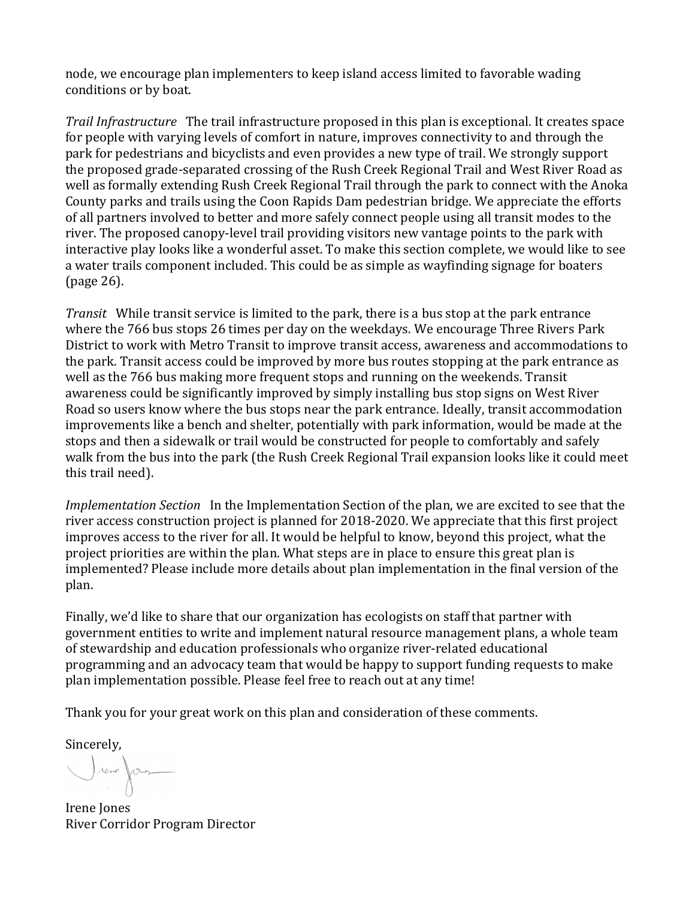node, we encourage plan implementers to keep island access limited to favorable wading conditions or by boat.

*Trail Infrastructure* The trail infrastructure proposed in this plan is exceptional. It creates space for people with varying levels of comfort in nature, improves connectivity to and through the park for pedestrians and bicyclists and even provides a new type of trail. We strongly support the proposed grade-separated crossing of the Rush Creek Regional Trail and West River Road as well as formally extending Rush Creek Regional Trail through the park to connect with the Anoka County parks and trails using the Coon Rapids Dam pedestrian bridge. We appreciate the efforts of all partners involved to better and more safely connect people using all transit modes to the river. The proposed canopy-level trail providing visitors new vantage points to the park with interactive play looks like a wonderful asset. To make this section complete, we would like to see a water trails component included. This could be as simple as wayfinding signage for boaters (page 26).

*Transit* While transit service is limited to the park, there is a bus stop at the park entrance where the 766 bus stops 26 times per day on the weekdays. We encourage Three Rivers Park District to work with Metro Transit to improve transit access, awareness and accommodations to the park. Transit access could be improved by more bus routes stopping at the park entrance as well as the 766 bus making more frequent stops and running on the weekends. Transit awareness could be significantly improved by simply installing bus stop signs on West River Road so users know where the bus stops near the park entrance. Ideally, transit accommodation improvements like a bench and shelter, potentially with park information, would be made at the stops and then a sidewalk or trail would be constructed for people to comfortably and safely walk from the bus into the park (the Rush Creek Regional Trail expansion looks like it could meet this trail need).

*Implementation Section* In the Implementation Section of the plan, we are excited to see that the river access construction project is planned for 2018-2020. We appreciate that this first project improves access to the river for all. It would be helpful to know, beyond this project, what the project priorities are within the plan. What steps are in place to ensure this great plan is implemented? Please include more details about plan implementation in the final version of the plan.

Finally, we'd like to share that our organization has ecologists on staff that partner with government entities to write and implement natural resource management plans, a whole team of stewardship and education professionals who organize river-related educational programming and an advocacy team that would be happy to support funding requests to make plan implementation possible. Please feel free to reach out at any time!

Thank you for your great work on this plan and consideration of these comments.

Sincerely,

Irene Jones
River Corridor Program Director